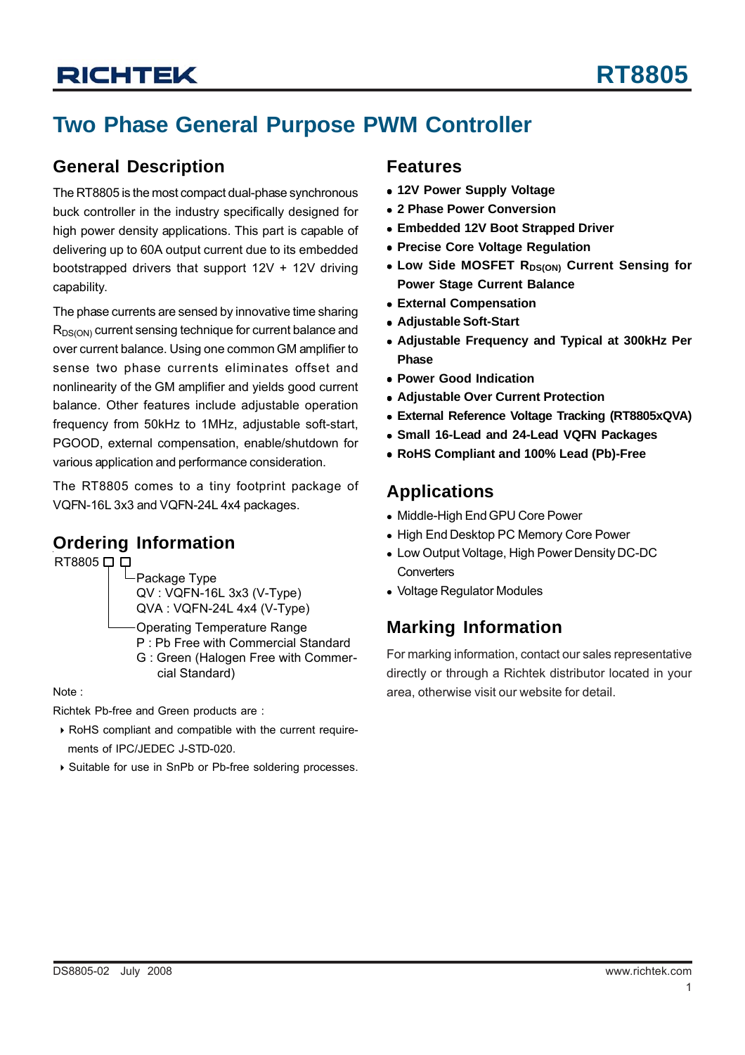# RT8805

## Two Phase General Purpose PWM Controller

### General Description

The RT8805 is the most compact dual-phase synchronous buck controller in the industry specifically designed for high power density applications. This part is capable of delivering up to 60A output current due to its embedded bootstrapped drivers that support 12V + 12V driving capability.

The phase currents are sensed by innovative time sharing $R_{DS(ON)}$ current sensing technique for current balance and over current balance. Using one common GM amplifier to sense two phase currents eliminates offset and nonlinearity of the GM amplifier and yields good current balance. Other features include adjustable operation frequency from 50kHz to 1MHz, adjustable soft-start, PGOOD, external compensation, enable/shutdown for various application and performance consideration.

The RT8805 comes to a tiny footprint package of VQFN-16L 3x3 and VQFN-24L 4x4 packages.

### Ordering Information

RT8805 □ □

- Package Type
  - QV : VQFN-16L 3x3 (V-Type)
  - QVA : VQFN-24L 4x4 (V-Type)
- Operating Temperature Range
  - P : Pb Free with Commercial Standard
  - G : Green (Halogen Free with Commercial Standard)

Note :

Richtek Pb-free and Green products are :

- RoHS compliant and compatible with the current requirements of IPC/JEDEC J-STD-020.
- Suitable for use in SnPb or Pb-free soldering processes.

### Features

- **12V Power Supply Voltage**
- **2 Phase Power Conversion**
- **Embedded 12V Boot Strapped Driver**
- **Precise Core Voltage Regulation**
- **Low Side MOSFET $R_{DS(ON)}$ Current Sensing for Power Stage Current Balance**
- **External Compensation**
- **Adjustable Soft-Start**
- **Adjustable Frequency and Typical at 300kHz Per Phase**
- **Power Good Indication**
- **Adjustable Over Current Protection**
- **External Reference Voltage Tracking (RT8805xQVA)**
- **Small 16-Lead and 24-Lead VQFN Packages**
- **RoHS Compliant and 100% Lead (Pb)-Free**

### Applications

- Middle-High End GPU Core Power
- High End Desktop PC Memory Core Power
- Low Output Voltage, High Power Density DC-DC Converters
- Voltage Regulator Modules

### Marking Information

For marking information, contact our sales representative directly or through a Richtek distributor located in your area, otherwise visit our website for detail.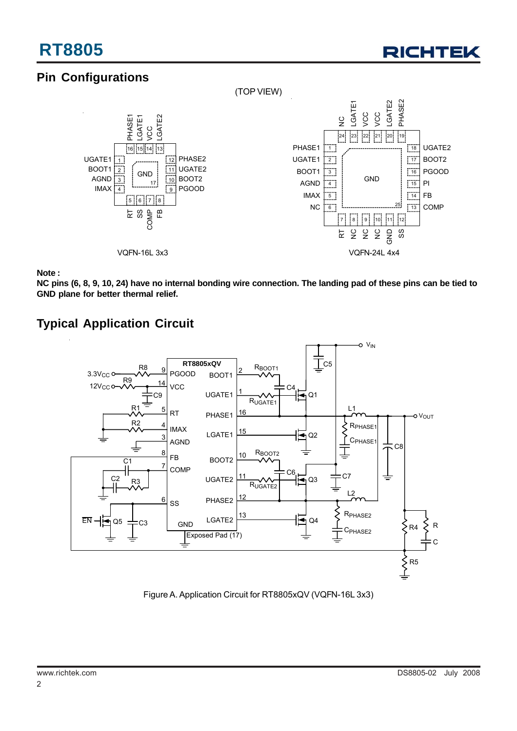## Pin Configurations

(TOP VIEW)

VQFN-16L 3x3

VQFN-24L 4x4

**Note :**

**NC pins (6, 8, 9, 10, 24) have no internal bonding wire connection. The landing pad of these pins can be tied to GND plane for better thermal relief.**

## Typical Application Circuit

Figure A. Application Circuit for RT8805xQV (VQFN-16L 3x3)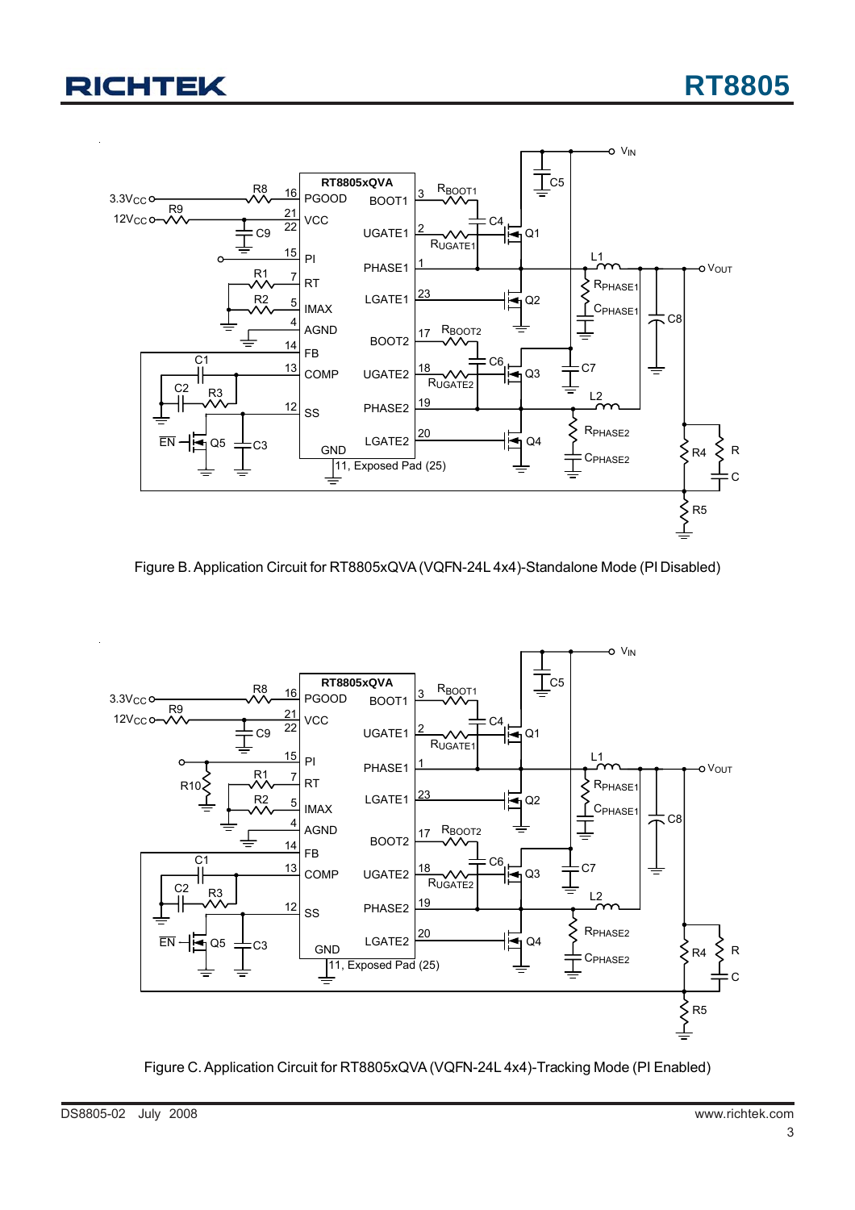Figure B. Application Circuit for RT8805xQVA (VQFN-24L 4x4)-Standalone Mode (PI Disabled)

Figure C. Application Circuit for RT8805xQVA (VQFN-24L 4x4)-Tracking Mode (PI Enabled)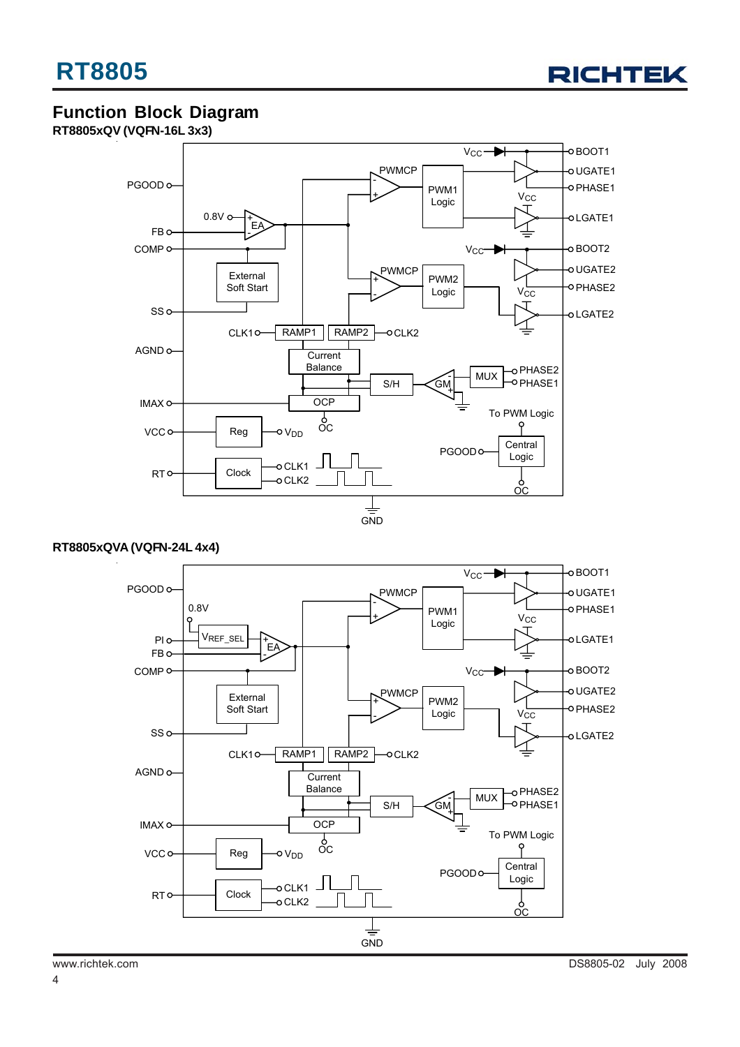## Function Block Diagram

**RT8805xQV (VQFN-16L 3x3)**

**RT8805xQVA (VQFN-24L 4x4)**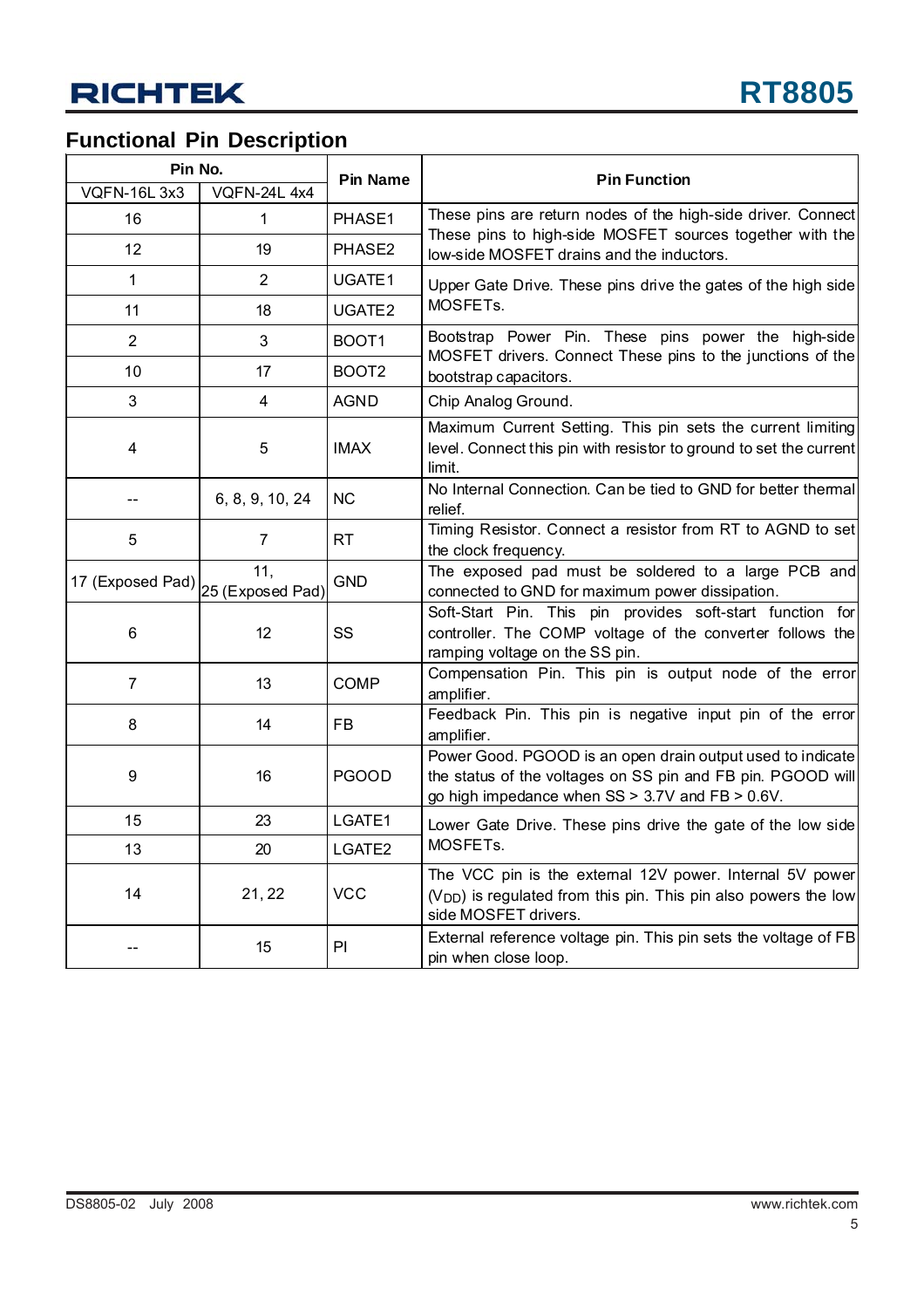## Functional Pin Description

| Pin No. | | Pin Name | Pin Function |
|---|---|---|---|
| VQFN-16L 3x3 | VQFN-24L 4x4 | | |
| 16 | 1 | PHASE1 | These pins are return nodes of the high-side driver. Connect These pins to high-side MOSFET sources together with the low-side MOSFET drains and the inductors. |
| 12 | 19 | PHASE2 | |
| 1 | 2 | UGATE1 | Upper Gate Drive. These pins drive the gates of the high side MOSFETs. |
| 11 | 18 | UGATE2 | |
| 2 | 3 | BOOT1 | Bootstrap Power Pin. These pins power the high-side MOSFET drivers. Connect These pins to the junctions of the bootstrap capacitors. |
| 10 | 17 | BOOT2 | |
| 3 | 4 | AGND | Chip Analog Ground. |
| 4 | 5 | IMAX | Maximum Current Setting. This pin sets the current limiting level. Connect this pin with resistor to ground to set the current limit. |
| -- | 6, 8, 9, 10, 24 | NC | No Internal Connection. Can be tied to GND for better thermal relief. |
| 5 | 7 | RT | Timing Resistor. Connect a resistor from RT to AGND to set the clock frequency. |
| 17 (Exposed Pad) | 11, 25 (Exposed Pad) | GND | The exposed pad must be soldered to a large PCB and connected to GND for maximum power dissipation. |
| 6 | 12 | SS | Soft-Start Pin. This pin provides soft-start function for controller. The COMP voltage of the converter follows the ramping voltage on the SS pin. |
| 7 | 13 | COMP | Compensation Pin. This pin is output node of the error amplifier. |
| 8 | 14 | FB | Feedback Pin. This pin is negative input pin of the error amplifier. |
| 9 | 16 | PGOOD | Power Good. PGOOD is an open drain output used to indicate the status of the voltages on SS pin and FB pin. PGOOD will go high impedance when SS > 3.7V and FB > 0.6V. |
| 15 | 23 | LGATE1 | Lower Gate Drive. These pins drive the gate of the low side MOSFETs. |
| 13 | 20 | LGATE2 | |
| 14 | 21, 22 | VCC | The VCC pin is the external 12V power. Internal 5V power ($V_{DD}$) is regulated from this pin. This pin also powers the low side MOSFET drivers. |
| -- | 15 | PI | External reference voltage pin. This pin sets the voltage of FB pin when close loop. |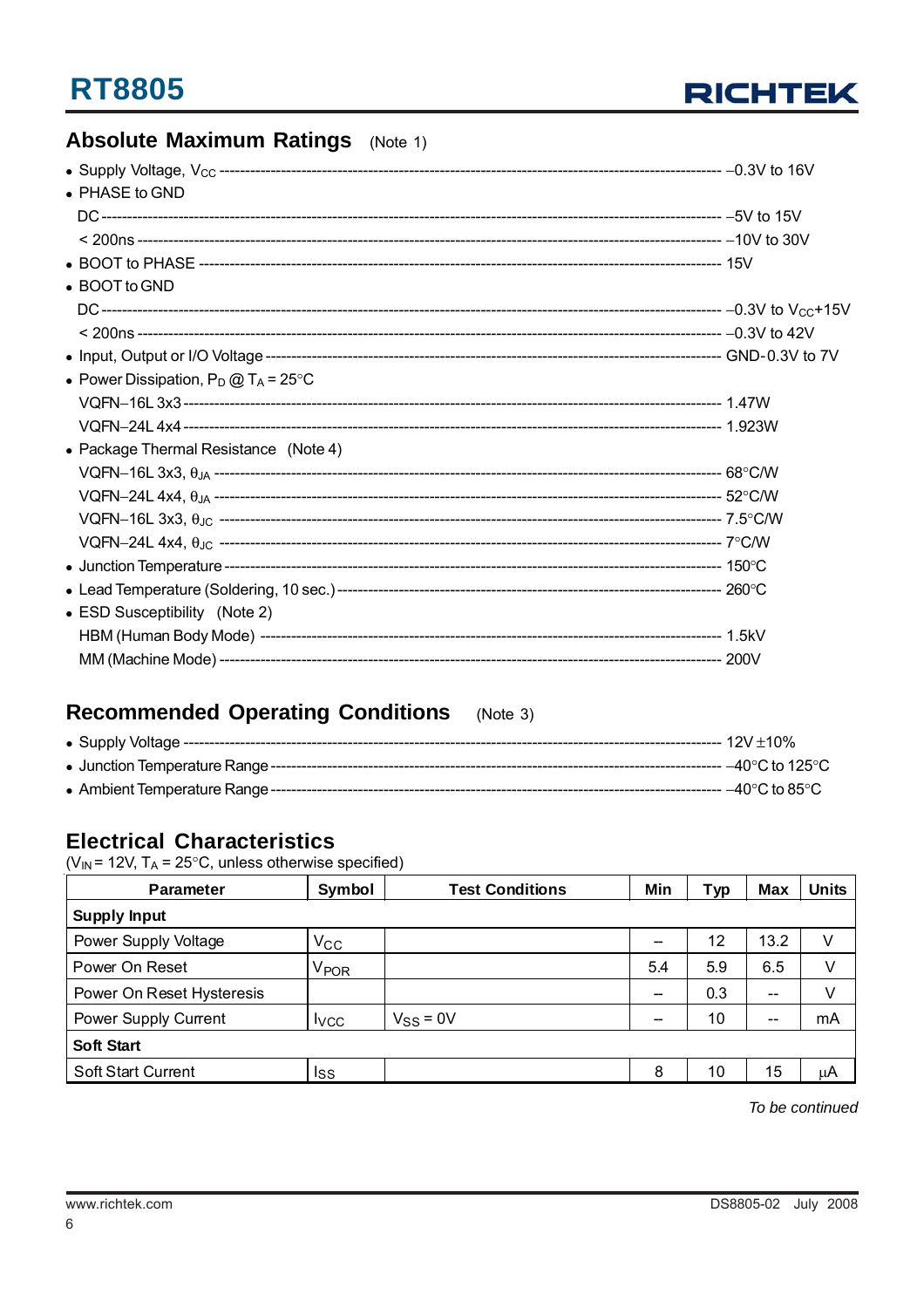## Absolute Maximum Ratings (Note 1)

- Supply Voltage, $V_{CC}$ ------------------------------------------------ −0.3V to 16V
- PHASE to GND
  - DC ------------------------------------------------ −5V to 15V
  - < 200ns ------------------------------------------------ −10V to 30V
- BOOT to PHASE ------------------------------------------------ 15V
- BOOT to GND
  - DC ------------------------------------------------ −0.3V to $V_{CC}$+15V
  - < 200ns ------------------------------------------------ −0.3V to 42V
- Input, Output or I/O Voltage ------------------------------------------------ GND-0.3V to 7V
- Power Dissipation, $P_D$ @ $T_A$ = 25°C
  - VQFN−16L 3x3 ------------------------------------------------ 1.47W
  - VQFN−24L 4x4 ------------------------------------------------ 1.923W
- Package Thermal Resistance (Note 4)
  - VQFN−16L 3x3, $\theta_{JA}$ ------------------------------------------------ 68°C/W
  - VQFN−24L 4x4, $\theta_{JA}$ ------------------------------------------------ 52°C/W
  - VQFN−16L 3x3, $\theta_{JC}$ ------------------------------------------------ 7.5°C/W
  - VQFN−24L 4x4, $\theta_{JC}$ ------------------------------------------------ 7°C/W
- Junction Temperature ------------------------------------------------ 150°C
- Lead Temperature (Soldering, 10 sec.) ------------------------------------------------ 260°C
- ESD Susceptibility (Note 2)
  - HBM (Human Body Mode) ------------------------------------------------ 1.5kV
  - MM (Machine Mode) ------------------------------------------------ 200V

## Recommended Operating Conditions (Note 3)

- Supply Voltage ------------------------------------------------ 12V ±10%
- Junction Temperature Range ------------------------------------------------ −40°C to 125°C
- Ambient Temperature Range ------------------------------------------------ −40°C to 85°C

## Electrical Characteristics

($V_{IN}$ = 12V, $T_A$ = 25°C, unless otherwise specified)

| Parameter | Symbol | Test Conditions | Min | Typ | Max | Units |
|---|---|---|---|---|---|---|
| **Supply Input** | | | | | | |
| Power Supply Voltage | $V_{CC}$ | | -- | 12 | 13.2 | V |
| Power On Reset | $V_{POR}$ | | 5.4 | 5.9 | 6.5 | V |
| Power On Reset Hysteresis | | | -- | 0.3 | -- | V |
| Power Supply Current | $I_{VCC}$ | $V_{SS}$ = 0V | -- | 10 | -- | mA |
| **Soft Start** | | | | | | |
| Soft Start Current | $I_{SS}$ | | 8 | 10 | 15 | μA |

*To be continued*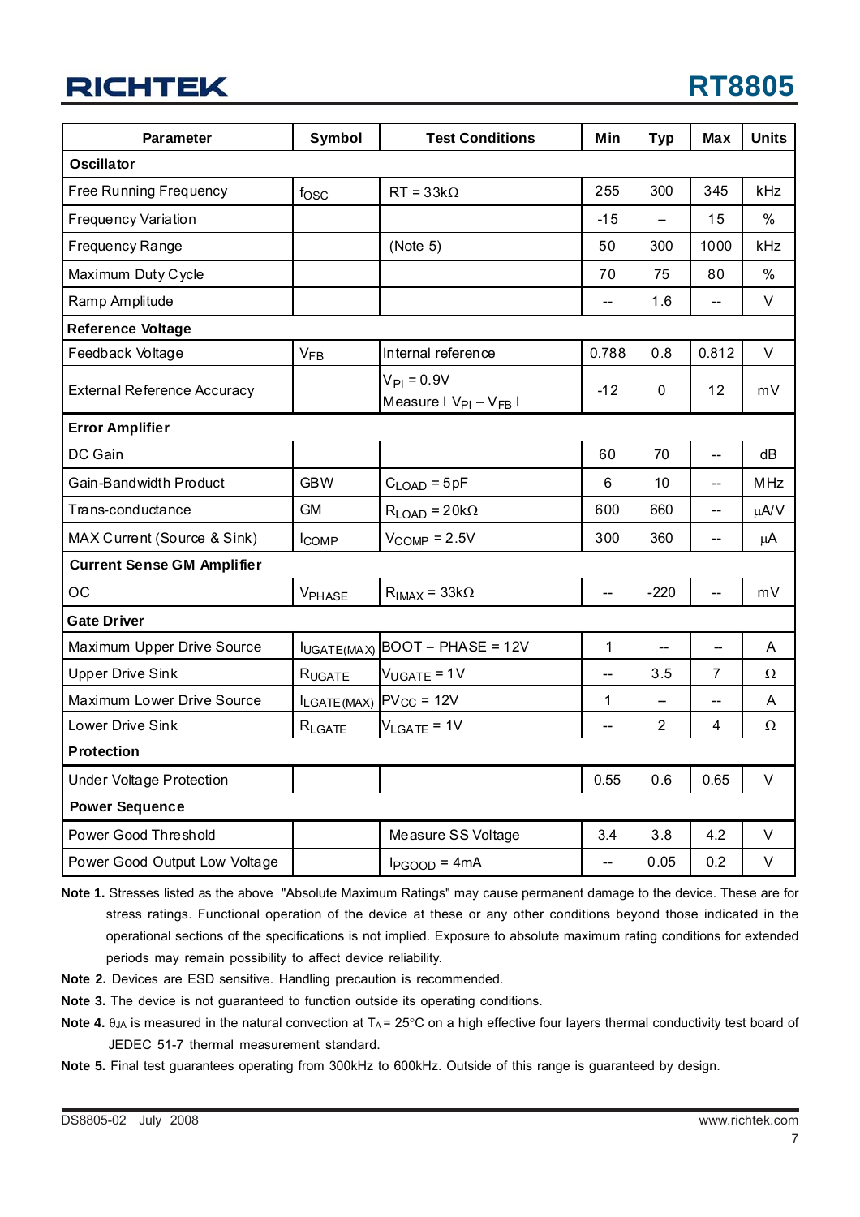| Parameter | Symbol | Test Conditions | Min | Typ | Max | Units |
|---|---|---|---|---|---|---|
| **Oscillator** | | | | | | |
| Free Running Frequency | $f_{OSC}$ | RT = 33kΩ | 255 | 300 | 345 | kHz |
| Frequency Variation | | | -15 | – | 15 | % |
| Frequency Range | | (Note 5) | 50 | 300 | 1000 | kHz |
| Maximum Duty Cycle | | | 70 | 75 | 80 | % |
| Ramp Amplitude | | | -- | 1.6 | -- | V |
| **Reference Voltage** | | | | | | |
| Feedback Voltage | $V_{FB}$ | Internal reference | 0.788 | 0.8 | 0.812 | V |
| External Reference Accuracy | | $V_{PI}$ = 0.9V Measure I $V_{PI}$ – $V_{FB}$ I | -12 | 0 | 12 | mV |
| **Error Amplifier** | | | | | | |
| DC Gain | | | 60 | 70 | -- | dB |
| Gain-Bandwidth Product | GBW | $C_{LOAD}$ = 5pF | 6 | 10 | -- | MHz |
| Trans-conductance | GM | $R_{LOAD}$ = 20kΩ | 600 | 660 | -- | μA/V |
| MAX Current (Source & Sink) | $I_{COMP}$ | $V_{COMP}$ = 2.5V | 300 | 360 | -- | μA |
| **Current Sense GM Amplifier** | | | | | | |
| OC | $V_{PHASE}$ | $R_{IMAX}$ = 33kΩ | -- | -220 | -- | mV |
| **Gate Driver** | | | | | | |
| Maximum Upper Drive Source | $I_{UGATE(MAX)}$ | BOOT – PHASE = 12V | 1 | -- | – | A |
| Upper Drive Sink | $R_{UGATE}$ | $V_{UGATE}$ = 1V | -- | 3.5 | 7 | Ω |
| Maximum Lower Drive Source | $I_{LGATE(MAX)}$ | $PV_{CC}$ = 12V | 1 | – | -- | A |
| Lower Drive Sink | $R_{LGATE}$ | $V_{LGATE}$ = 1V | -- | 2 | 4 | Ω |
| **Protection** | | | | | | |
| Under Voltage Protection | | | 0.55 | 0.6 | 0.65 | V |
| **Power Sequence** | | | | | | |
| Power Good Threshold | | Measure SS Voltage | 3.4 | 3.8 | 4.2 | V |
| Power Good Output Low Voltage | | $I_{PGOOD}$ = 4mA | -- | 0.05 | 0.2 | V |

**Note 1.** Stresses listed as the above "Absolute Maximum Ratings" may cause permanent damage to the device. These are for stress ratings. Functional operation of the device at these or any other conditions beyond those indicated in the operational sections of the specifications is not implied. Exposure to absolute maximum rating conditions for extended periods may remain possibility to affect device reliability.

**Note 2.** Devices are ESD sensitive. Handling precaution is recommended.

**Note 3.** The device is not guaranteed to function outside its operating conditions.

**Note 4.** $\theta_{JA}$ is measured in the natural convection at $T_A$ = 25°C on a high effective four layers thermal conductivity test board of JEDEC 51-7 thermal measurement standard.

**Note 5.** Final test guarantees operating from 300kHz to 600kHz. Outside of this range is guaranteed by design.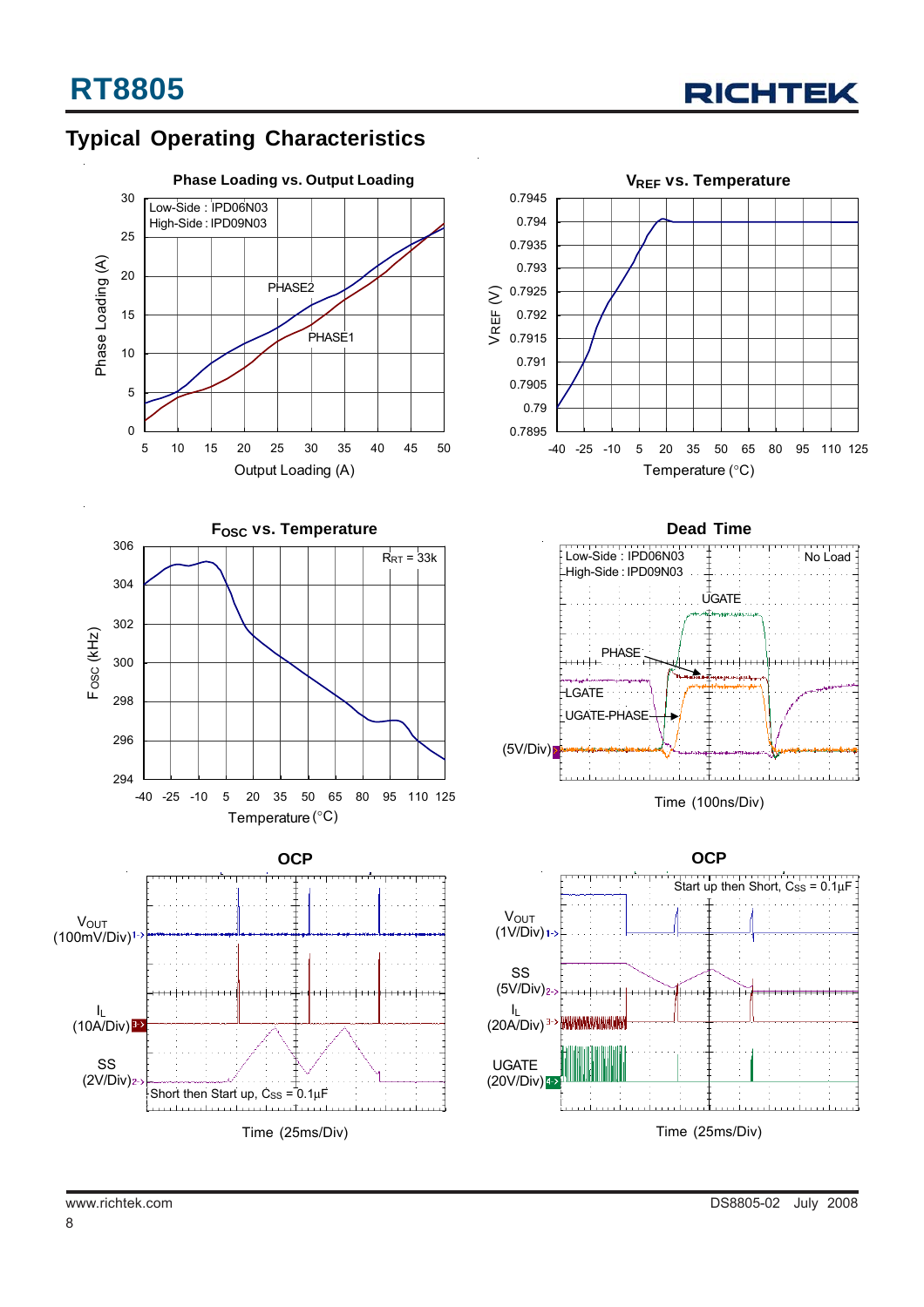## Typical Operating Characteristics

**Phase Loading vs. Output Loading**

Low-Side : IPD06N03
High-Side : IPD09N03

Phase Loading (A) vs. Output Loading (A) — PHASE1, PHASE2

**$V_{REF}$ vs. Temperature**

$V_{REF}$ (V) vs. Temperature (°C)

**$F_{OSC}$ vs. Temperature**

$R_{RT}$ = 33k

$F_{OSC}$ (kHz) vs. Temperature (°C)

**Dead Time**

Low-Side : IPD06N03
High-Side : IPD09N03
No Load

UGATE, PHASE, LGATE, UGATE-PHASE (5V/Div)

Time (100ns/Div)

**OCP**

$V_{OUT}$ (100mV/Div)
$I_L$ (10A/Div)
SS (2V/Div)

Short then Start up, $C_{SS}$ = 0.1μF

Time (25ms/Div)

**OCP**

Start up then Short, $C_{SS}$ = 0.1μF

$V_{OUT}$ (1V/Div)
SS (5V/Div)
$I_L$ (20A/Div)
UGATE (20V/Div)

Time (25ms/Div)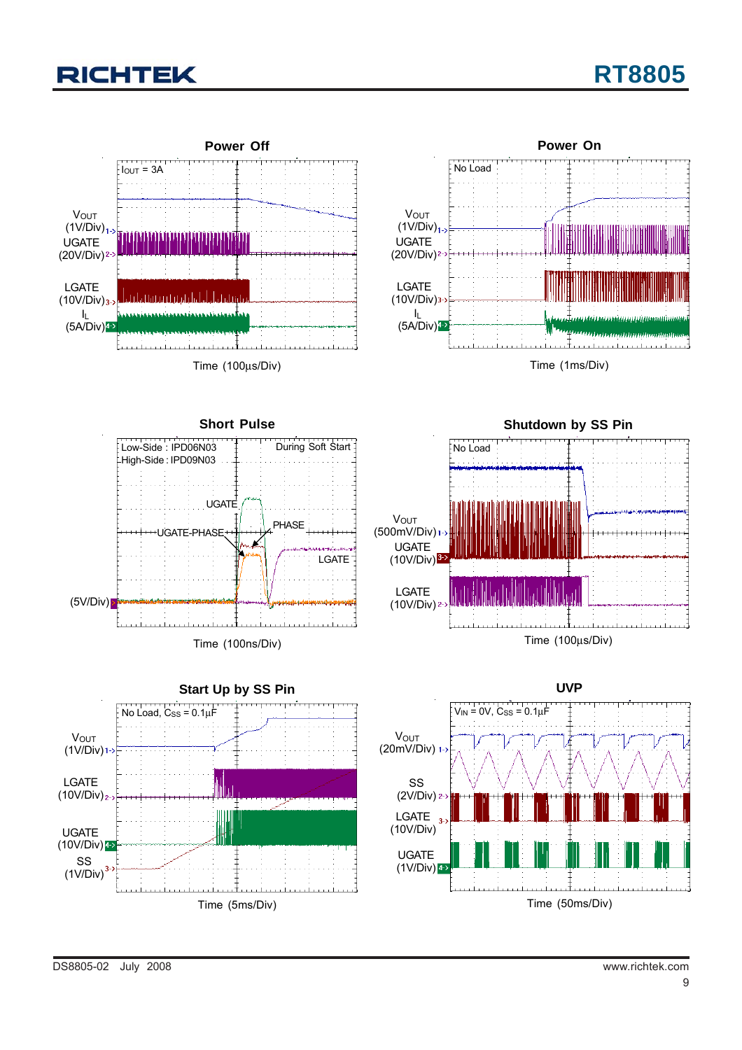**Power Off**

$I_{OUT}$ = 3A

$V_{OUT}$ (1V/Div)

UGATE (20V/Div)

LGATE (10V/Div)

$I_L$ (5A/Div)

Time (100μs/Div)

**Power On**

No Load

$V_{OUT}$ (1V/Div)

UGATE (20V/Div)

LGATE (10V/Div)

$I_L$ (5A/Div)

Time (1ms/Div)

**Short Pulse**

Low-Side : IPD06N03
High-Side : IPD09N03

During Soft Start

UGATE

UGATE-PHASE

PHASE

LGATE

(5V/Div)

Time (100ns/Div)

**Shutdown by SS Pin**

No Load

$V_{OUT}$ (500mV/Div)

UGATE (10V/Div)

LGATE (10V/Div)

Time (100μs/Div)

**Start Up by SS Pin**

No Load, $C_{SS}$ = 0.1μF

$V_{OUT}$ (1V/Div)

LGATE (10V/Div)

UGATE (10V/Div)

SS (1V/Div)

Time (5ms/Div)

**UVP**

$V_{IN}$ = 0V, $C_{SS}$ = 0.1μF

$V_{OUT}$ (20mV/Div)

SS (2V/Div)

LGATE (10V/Div)

UGATE (1V/Div)

Time (50ms/Div)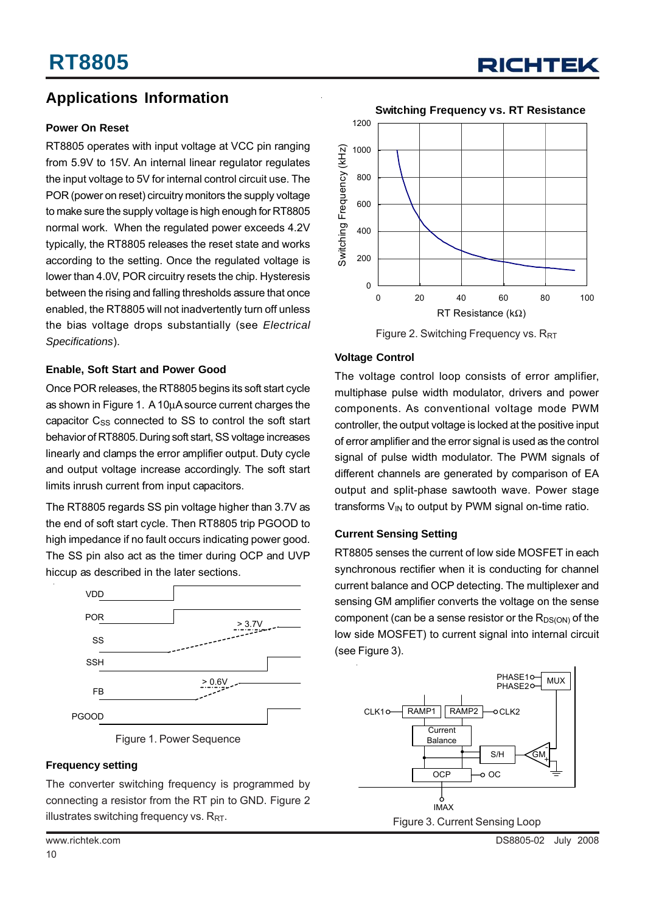## Applications Information

### Power On Reset

RT8805 operates with input voltage at VCC pin ranging from 5.9V to 15V. An internal linear regulator regulates the input voltage to 5V for internal control circuit use. The POR (power on reset) circuitry monitors the supply voltage to make sure the supply voltage is high enough for RT8805 normal work. When the regulated power exceeds 4.2V typically, the RT8805 releases the reset state and works according to the setting. Once the regulated voltage is lower than 4.0V, POR circuitry resets the chip. Hysteresis between the rising and falling thresholds assure that once enabled, the RT8805 will not inadvertently turn off unless the bias voltage drops substantially (see *Electrical Specifications*).

### Enable, Soft Start and Power Good

Once POR releases, the RT8805 begins its soft start cycle as shown in Figure 1. A 10μA source current charges the capacitor $C_{SS}$ connected to SS to control the soft start behavior of RT8805. During soft start, SS voltage increases linearly and clamps the error amplifier output. Duty cycle and output voltage increase accordingly. The soft start limits inrush current from input capacitors.

The RT8805 regards SS pin voltage higher than 3.7V as the end of soft start cycle. Then RT8805 trip PGOOD to high impedance if no fault occurs indicating power good. The SS pin also act as the timer during OCP and UVP hiccup as described in the later sections.

Figure 1. Power Sequence

### Frequency setting

The converter switching frequency is programmed by connecting a resistor from the RT pin to GND. Figure 2 illustrates switching frequency vs. $R_{RT}$.

Figure 2. Switching Frequency vs. $R_{RT}$

### Voltage Control

The voltage control loop consists of error amplifier, multiphase pulse width modulator, drivers and power components. As conventional voltage mode PWM controller, the output voltage is locked at the positive input of error amplifier and the error signal is used as the control signal of pulse width modulator. The PWM signals of different channels are generated by comparison of EA output and split-phase sawtooth wave. Power stage transforms $V_{IN}$ to output by PWM signal on-time ratio.

### Current Sensing Setting

RT8805 senses the current of low side MOSFET in each synchronous rectifier when it is conducting for channel current balance and OCP detecting. The multiplexer and sensing GM amplifier converts the voltage on the sense component (can be a sense resistor or the $R_{DS(ON)}$ of the low side MOSFET) to current signal into internal circuit (see Figure 3).

Figure 3. Current Sensing Loop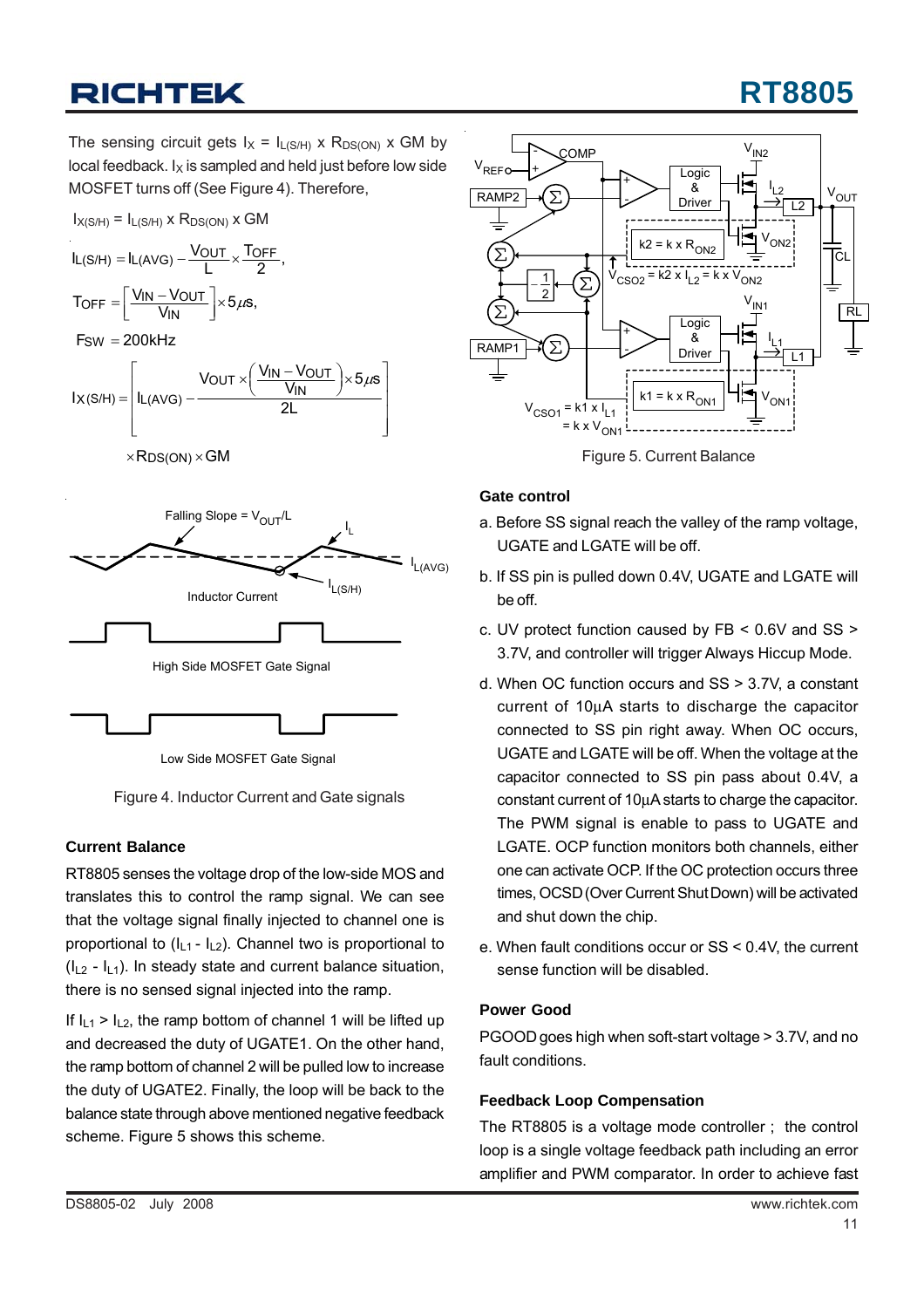The sensing circuit gets $I_X = I_{L(S/H)} \times R_{DS(ON)} \times GM$ by local feedback. $I_X$ is sampled and held just before low side MOSFET turns off (See Figure 4). Therefore,

$$I_{X(S/H)} = I_{L(S/H)} \times R_{DS(ON)} \times GM$$

$$I_{L(S/H)} = I_{L(AVG)} - \frac{V_{OUT}}{L} \times \frac{T_{OFF}}{2},$$

$$T_{OFF} = \left[\frac{V_{IN} - V_{OUT}}{V_{IN}}\right] \times 5\mu s,$$

$$F_{SW} = 200kHz$$

$$I_{X(S/H)} = \left[ I_{L(AVG)} - \frac{V_{OUT} \times \left(\frac{V_{IN} - V_{OUT}}{V_{IN}}\right) \times 5\mu s}{2L} \right] \times R_{DS(ON)} \times GM$$

Figure 4. Inductor Current and Gate signals

### Current Balance

RT8805 senses the voltage drop of the low-side MOS and translates this to control the ramp signal. We can see that the voltage signal finally injected to channel one is proportional to ($I_{L1}$ - $I_{L2}$). Channel two is proportional to ($I_{L2}$ - $I_{L1}$). In steady state and current balance situation, there is no sensed signal injected into the ramp.

If $I_{L1} > I_{L2}$, the ramp bottom of channel 1 will be lifted up and decreased the duty of UGATE1. On the other hand, the ramp bottom of channel 2 will be pulled low to increase the duty of UGATE2. Finally, the loop will be back to the balance state through above mentioned negative feedback scheme. Figure 5 shows this scheme.

Figure 5. Current Balance

### Gate control

a. Before SS signal reach the valley of the ramp voltage, UGATE and LGATE will be off.

b. If SS pin is pulled down 0.4V, UGATE and LGATE will be off.

c. UV protect function caused by FB < 0.6V and SS > 3.7V, and controller will trigger Always Hiccup Mode.

d. When OC function occurs and SS > 3.7V, a constant current of 10µA starts to discharge the capacitor connected to SS pin right away. When OC occurs, UGATE and LGATE will be off. When the voltage at the capacitor connected to SS pin pass about 0.4V, a constant current of 10µA starts to charge the capacitor. The PWM signal is enable to pass to UGATE and LGATE. OCP function monitors both channels, either one can activate OCP. If the OC protection occurs three times, OCSD (Over Current Shut Down) will be activated and shut down the chip.

e. When fault conditions occur or SS < 0.4V, the current sense function will be disabled.

### Power Good

PGOOD goes high when soft-start voltage > 3.7V, and no fault conditions.

### Feedback Loop Compensation

The RT8805 is a voltage mode controller ; the control loop is a single voltage feedback path including an error amplifier and PWM comparator. In order to achieve fast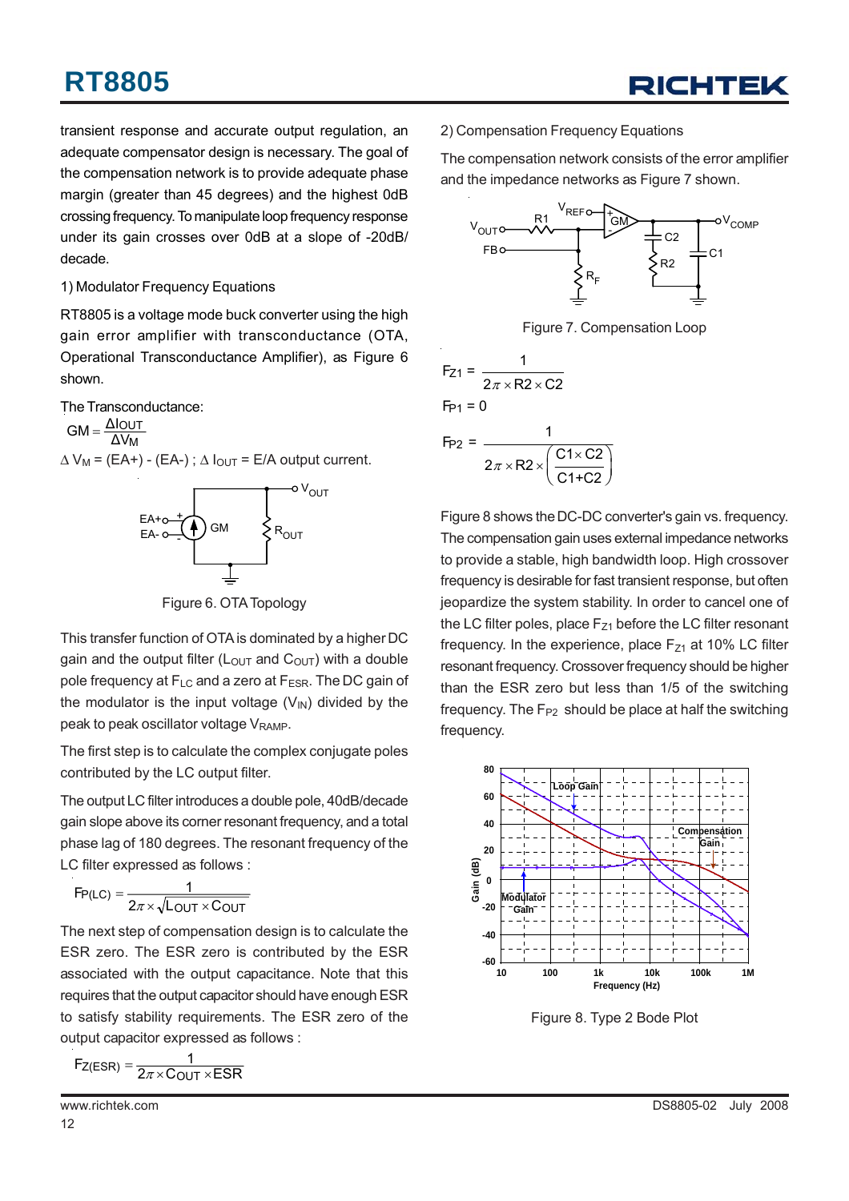transient response and accurate output regulation, an adequate compensator design is necessary. The goal of the compensation network is to provide adequate phase margin (greater than 45 degrees) and the highest 0dB crossing frequency. To manipulate loop frequency response under its gain crosses over 0dB at a slope of -20dB/ decade.

1) Modulator Frequency Equations

RT8805 is a voltage mode buck converter using the high gain error amplifier with transconductance (OTA, Operational Transconductance Amplifier), as Figure 6 shown.

The Transconductance:

$$GM = \frac{\Delta I_{OUT}}{\Delta V_M}$$

$\Delta V_M$ = (EA+) - (EA-) ; $\Delta I_{OUT}$ = E/A output current.

Figure 6. OTA Topology

This transfer function of OTA is dominated by a higher DC gain and the output filter ($L_{OUT}$ and $C_{OUT}$) with a double pole frequency at $F_{LC}$ and a zero at $F_{ESR}$. The DC gain of the modulator is the input voltage ($V_{IN}$) divided by the peak to peak oscillator voltage $V_{RAMP}$.

The first step is to calculate the complex conjugate poles contributed by the LC output filter.

The output LC filter introduces a double pole, 40dB/decade gain slope above its corner resonant frequency, and a total phase lag of 180 degrees. The resonant frequency of the LC filter expressed as follows :

$$F_{P(LC)} = \frac{1}{2\pi \times \sqrt{L_{OUT} \times C_{OUT}}}$$

The next step of compensation design is to calculate the ESR zero. The ESR zero is contributed by the ESR associated with the output capacitance. Note that this requires that the output capacitor should have enough ESR to satisfy stability requirements. The ESR zero of the output capacitor expressed as follows :

$$F_{Z(ESR)} = \frac{1}{2\pi \times C_{OUT} \times ESR}$$

2) Compensation Frequency Equations

The compensation network consists of the error amplifier and the impedance networks as Figure 7 shown.

Figure 7. Compensation Loop

$$F_{Z1} = \frac{1}{2\pi \times R2 \times C2}$$

$$F_{P1} = 0$$

$$F_{P2} = \frac{1}{2\pi \times R2 \times \left(\frac{C1 \times C2}{C1 + C2}\right)}$$

Figure 8 shows the DC-DC converter's gain vs. frequency. The compensation gain uses external impedance networks to provide a stable, high bandwidth loop. High crossover frequency is desirable for fast transient response, but often jeopardize the system stability. In order to cancel one of the LC filter poles, place $F_{Z1}$ before the LC filter resonant frequency. In the experience, place $F_{Z1}$ at 10% LC filter resonant frequency. Crossover frequency should be higher than the ESR zero but less than 1/5 of the switching frequency. The $F_{P2}$ should be place at half the switching frequency.

Figure 8. Type 2 Bode Plot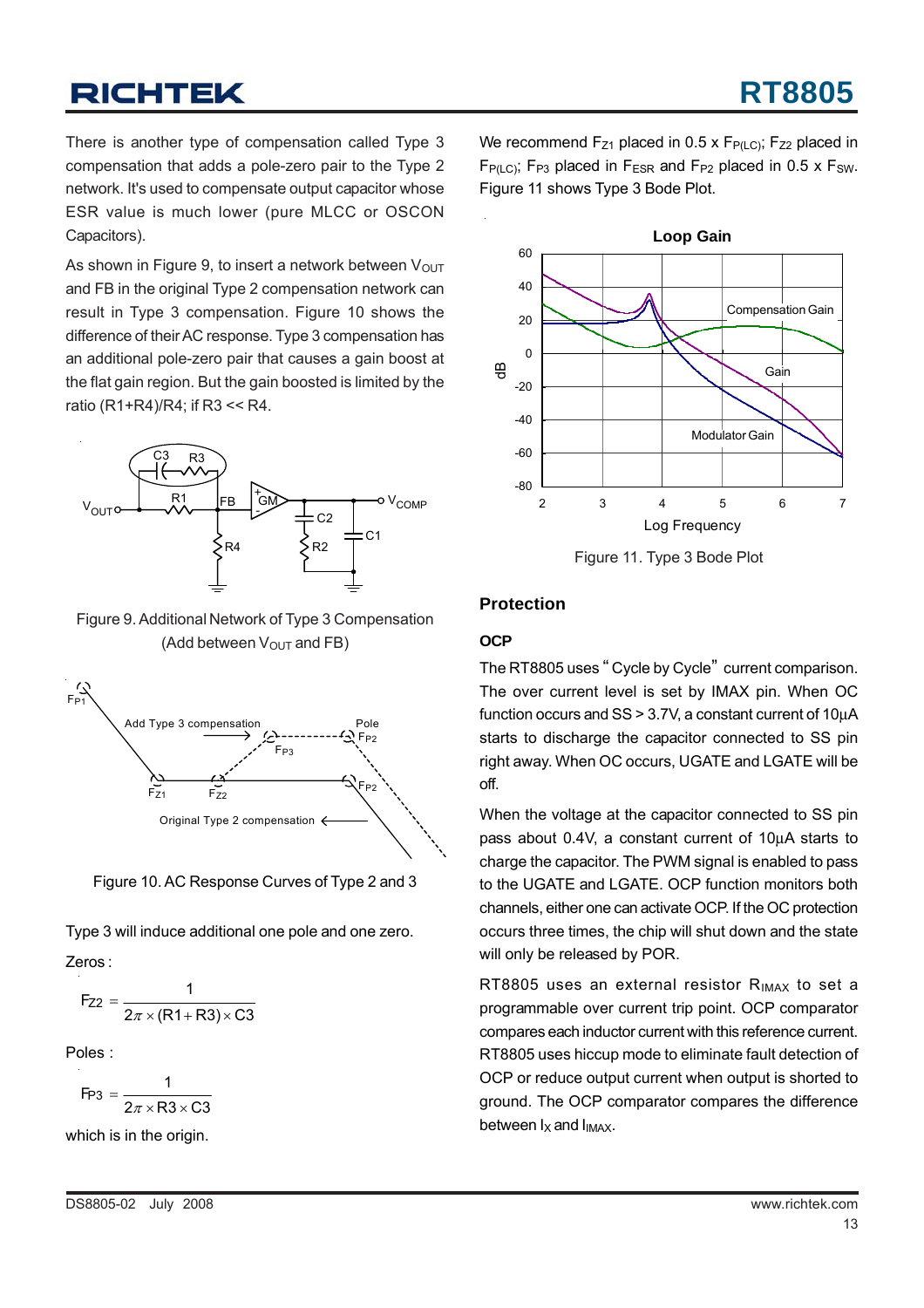There is another type of compensation called Type 3 compensation that adds a pole-zero pair to the Type 2 network. It's used to compensate output capacitor whose ESR value is much lower (pure MLCC or OSCON Capacitors).

As shown in Figure 9, to insert a network between $V_{OUT}$ and FB in the original Type 2 compensation network can result in Type 3 compensation. Figure 10 shows the difference of their AC response. Type 3 compensation has an additional pole-zero pair that causes a gain boost at the flat gain region. But the gain boosted is limited by the ratio (R1+R4)/R4; if R3 << R4.

Figure 9. Additional Network of Type 3 Compensation (Add between $V_{OUT}$ and FB)

Figure 10. AC Response Curves of Type 2 and 3

Type 3 will induce additional one pole and one zero.

Zeros :

$$F_{Z2} = \frac{1}{2\pi \times (R1 + R3) \times C3}$$

Poles :

$$F_{P3} = \frac{1}{2\pi \times R3 \times C3}$$

which is in the origin.

We recommend $F_{Z1}$ placed in 0.5 x $F_{P(LC)}$; $F_{Z2}$ placed in $F_{P(LC)}$; $F_{P3}$ placed in $F_{ESR}$ and $F_{P2}$ placed in 0.5 x $F_{SW}$. Figure 11 shows Type 3 Bode Plot.

Figure 11. Type 3 Bode Plot

## Protection

### OCP

The RT8805 uses "Cycle by Cycle" current comparison. The over current level is set by IMAX pin. When OC function occurs and SS > 3.7V, a constant current of 10μA starts to discharge the capacitor connected to SS pin right away. When OC occurs, UGATE and LGATE will be off.

When the voltage at the capacitor connected to SS pin pass about 0.4V, a constant current of 10μA starts to charge the capacitor. The PWM signal is enabled to pass to the UGATE and LGATE. OCP function monitors both channels, either one can activate OCP. If the OC protection occurs three times, the chip will shut down and the state will only be released by POR.

RT8805 uses an external resistor $R_{IMAX}$ to set a programmable over current trip point. OCP comparator compares each inductor current with this reference current. RT8805 uses hiccup mode to eliminate fault detection of OCP or reduce output current when output is shorted to ground. The OCP comparator compares the difference between $I_X$ and $I_{IMAX}$.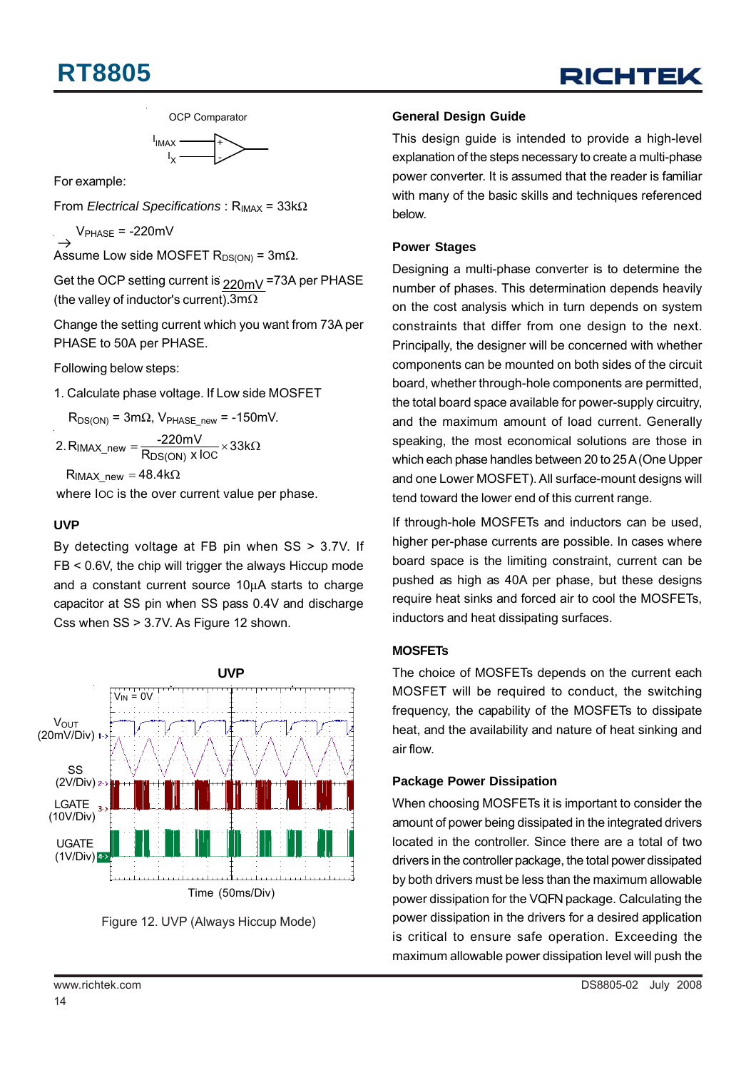OCP Comparator

$I_{IMAX}$ (+), $I_X$ (-)

For example:

From *Electrical Specifications* : $R_{IMAX}$ = 33kΩ

$V_{PHASE}$ = -220mV

Assume Low side MOSFET $R_{DS(ON)}$ = 3mΩ.

Get the OCP setting current is $\frac{220mV}{3m\Omega}$ =73A per PHASE (the valley of inductor's current).

Change the setting current which you want from 73A per PHASE to 50A per PHASE.

Following below steps:

1. Calculate phase voltage. If Low side MOSFET

   $R_{DS(ON)}$ = 3mΩ, $V_{PHASE\_new}$ = -150mV.

2. $$R_{IMAX\_new} = \frac{-220mV}{R_{DS(ON)} \times I_{OC}} \times 33k\Omega$$

   $R_{IMAX\_new}$ = 48.4kΩ

where $I_{OC}$ is the over current value per phase.

### UVP

By detecting voltage at FB pin when SS > 3.7V. If FB < 0.6V, the chip will trigger the always Hiccup mode and a constant current source 10μA starts to charge capacitor at SS pin when SS pass 0.4V and discharge Css when SS > 3.7V. As Figure 12 shown.

UVP

$V_{IN}$ = 0V

$V_{OUT}$ (20mV/Div)

SS (2V/Div)

LGATE (10V/Div)

UGATE (1V/Div)

Time (50ms/Div)

Figure 12. UVP (Always Hiccup Mode)

### General Design Guide

This design guide is intended to provide a high-level explanation of the steps necessary to create a multi-phase power converter. It is assumed that the reader is familiar with many of the basic skills and techniques referenced below.

### Power Stages

Designing a multi-phase converter is to determine the number of phases. This determination depends heavily on the cost analysis which in turn depends on system constraints that differ from one design to the next. Principally, the designer will be concerned with whether components can be mounted on both sides of the circuit board, whether through-hole components are permitted, the total board space available for power-supply circuitry, and the maximum amount of load current. Generally speaking, the most economical solutions are those in which each phase handles between 20 to 25A (One Upper and one Lower MOSFET). All surface-mount designs will tend toward the lower end of this current range.

If through-hole MOSFETs and inductors can be used, higher per-phase currents are possible. In cases where board space is the limiting constraint, current can be pushed as high as 40A per phase, but these designs require heat sinks and forced air to cool the MOSFETs, inductors and heat dissipating surfaces.

### MOSFETs

The choice of MOSFETs depends on the current each MOSFET will be required to conduct, the switching frequency, the capability of the MOSFETs to dissipate heat, and the availability and nature of heat sinking and air flow.

### Package Power Dissipation

When choosing MOSFETs it is important to consider the amount of power being dissipated in the integrated drivers located in the controller. Since there are a total of two drivers in the controller package, the total power dissipated by both drivers must be less than the maximum allowable power dissipation for the VQFN package. Calculating the power dissipation in the drivers for a desired application is critical to ensure safe operation. Exceeding the maximum allowable power dissipation level will push the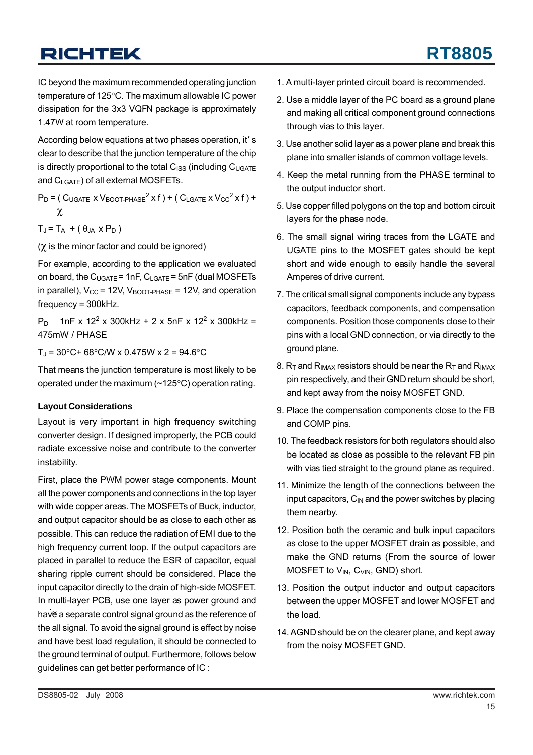IC beyond the maximum recommended operating junction temperature of 125°C. The maximum allowable IC power dissipation for the 3x3 VQFN package is approximately 1.47W at room temperature.

According below equations at two phases operation, it' s clear to describe that the junction temperature of the chip is directly proportional to the total $C_{ISS}$ (including $C_{UGATE}$ and $C_{LGATE}$) of all external MOSFETs.

$$P_D = ( C_{UGATE} \times V_{BOOT\text{-}PHASE}^2 \times f ) + ( C_{LGATE} \times V_{CC}^2 \times f ) + \chi$$

$$T_J = T_A + ( \theta_{JA} \times P_D )$$

($\chi$ is the minor factor and could be ignored)

For example, according to the application we evaluated on board, the $C_{UGATE}$ = 1nF, $C_{LGATE}$ = 5nF (dual MOSFETs in parallel), $V_{CC}$ = 12V, $V_{BOOT\text{-}PHASE}$ = 12V, and operation frequency = 300kHz.

$P_D$ 1nF x $12^2$ x 300kHz + 2 x 5nF x $12^2$ x 300kHz = 475mW / PHASE

$T_J$ = 30°C+ 68°C/W x 0.475W x 2 = 94.6°C

That means the junction temperature is most likely to be operated under the maximum (~125°C) operation rating.

**Layout Considerations**

Layout is very important in high frequency switching converter design. If designed improperly, the PCB could radiate excessive noise and contribute to the converter instability.

First, place the PWM power stage components. Mount all the power components and connections in the top layer with wide copper areas. The MOSFETs of Buck, inductor, and output capacitor should be as close to each other as possible. This can reduce the radiation of EMI due to the high frequency current loop. If the output capacitors are placed in parallel to reduce the ESR of capacitor, equal sharing ripple current should be considered. Place the input capacitor directly to the drain of high-side MOSFET. In multi-layer PCB, use one layer as power ground and have a separate control signal ground as the reference of the all signal. To avoid the signal ground is effect by noise and have best load regulation, it should be connected to the ground terminal of output. Furthermore, follows below guidelines can get better performance of IC :

1. A multi-layer printed circuit board is recommended.
2. Use a middle layer of the PC board as a ground plane and making all critical component ground connections through vias to this layer.
3. Use another solid layer as a power plane and break this plane into smaller islands of common voltage levels.
4. Keep the metal running from the PHASE terminal to the output inductor short.
5. Use copper filled polygons on the top and bottom circuit layers for the phase node.
6. The small signal wiring traces from the LGATE and UGATE pins to the MOSFET gates should be kept short and wide enough to easily handle the several Amperes of drive current.
7. The critical small signal components include any bypass capacitors, feedback components, and compensation components. Position those components close to their pins with a local GND connection, or via directly to the ground plane.
8. $R_T$ and $R_{IMAX}$ resistors should be near the $R_T$ and $R_{IMAX}$ pin respectively, and their GND return should be short, and kept away from the noisy MOSFET GND.
9. Place the compensation components close to the FB and COMP pins.
10. The feedback resistors for both regulators should also be located as close as possible to the relevant FB pin with vias tied straight to the ground plane as required.
11. Minimize the length of the connections between the input capacitors, $C_{IN}$ and the power switches by placing them nearby.
12. Position both the ceramic and bulk input capacitors as close to the upper MOSFET drain as possible, and make the GND returns (From the source of lower MOSFET to $V_{IN}$, $C_{VIN}$, GND) short.
13. Position the output inductor and output capacitors between the upper MOSFET and lower MOSFET and the load.
14. AGND should be on the clearer plane, and kept away from the noisy MOSFET GND.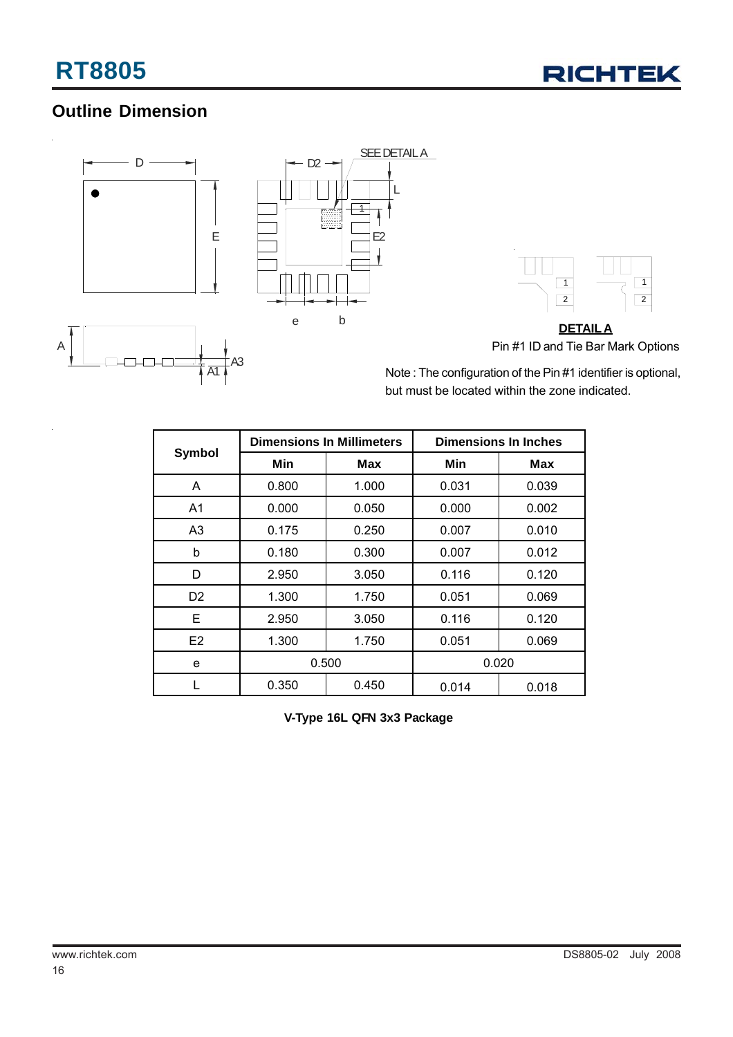## Outline Dimension

SEE DETAIL A

**DETAIL A**

Pin #1 ID and Tie Bar Mark Options

Note : The configuration of the Pin #1 identifier is optional, but must be located within the zone indicated.

| Symbol | Dimensions In Millimeters | | Dimensions In Inches | |
|---|---|---|---|---|
| | Min | Max | Min | Max |
| A | 0.800 | 1.000 | 0.031 | 0.039 |
| A1 | 0.000 | 0.050 | 0.000 | 0.002 |
| A3 | 0.175 | 0.250 | 0.007 | 0.010 |
| b | 0.180 | 0.300 | 0.007 | 0.012 |
| D | 2.950 | 3.050 | 0.116 | 0.120 |
| D2 | 1.300 | 1.750 | 0.051 | 0.069 |
| E | 2.950 | 3.050 | 0.116 | 0.120 |
| E2 | 1.300 | 1.750 | 0.051 | 0.069 |
| e | 0.500 | | 0.020 | |
| L | 0.350 | 0.450 | 0.014 | 0.018 |

**V-Type 16L QFN 3x3 Package**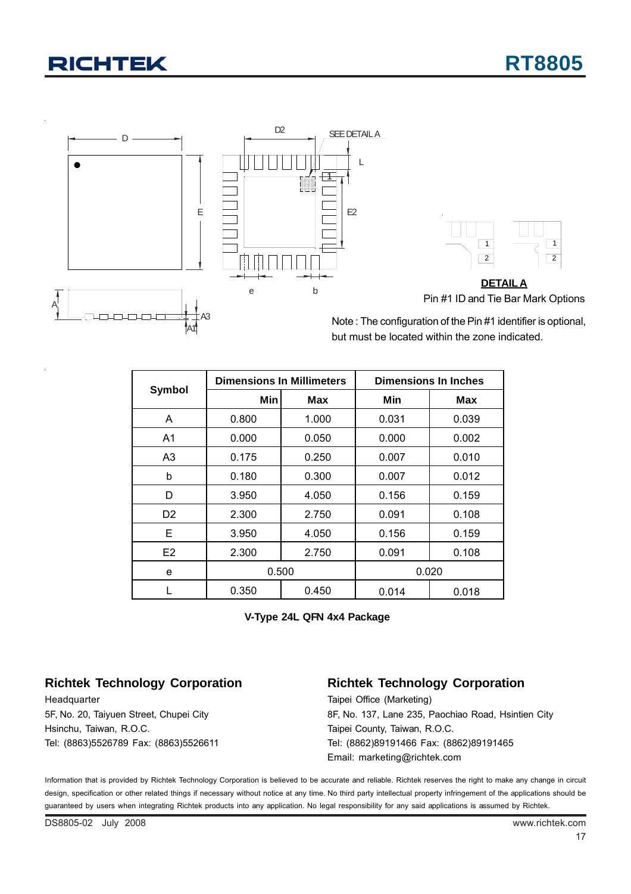D

D2

SEE DETAIL A

L

E

E2

1

e

b

A

A3

A1

1

2

1

2

**DETAIL A**

Pin #1 ID and Tie Bar Mark Options

Note : The configuration of the Pin #1 identifier is optional, but must be located within the zone indicated.

| Symbol | Dimensions In Millimeters | | Dimensions In Inches | |
|---|---|---|---|---|
| | Min | Max | Min | Max |
| A | 0.800 | 1.000 | 0.031 | 0.039 |
| A1 | 0.000 | 0.050 | 0.000 | 0.002 |
| A3 | 0.175 | 0.250 | 0.007 | 0.010 |
| b | 0.180 | 0.300 | 0.007 | 0.012 |
| D | 3.950 | 4.050 | 0.156 | 0.159 |
| D2 | 2.300 | 2.750 | 0.091 | 0.108 |
| E | 3.950 | 4.050 | 0.156 | 0.159 |
| E2 | 2.300 | 2.750 | 0.091 | 0.108 |
| e | 0.500 | | 0.020 | |
| L | 0.350 | 0.450 | 0.014 | 0.018 |

**V-Type 24L QFN 4x4 Package**

## Richtek Technology Corporation

Headquarter
5F, No. 20, Taiyuen Street, Chupei City
Hsinchu, Taiwan, R.O.C.
Tel: (8863)5526789 Fax: (8863)5526611

## Richtek Technology Corporation

Taipei Office (Marketing)
8F, No. 137, Lane 235, Paochiao Road, Hsintien City
Taipei County, Taiwan, R.O.C.
Tel: (8862)89191466 Fax: (8862)89191465
Email: marketing@richtek.com

Information that is provided by Richtek Technology Corporation is believed to be accurate and reliable. Richtek reserves the right to make any change in circuit design, specification or other related things if necessary without notice at any time. No third party intellectual property infringement of the applications should be guaranteed by users when integrating Richtek products into any application. No legal responsibility for any said applications is assumed by Richtek.